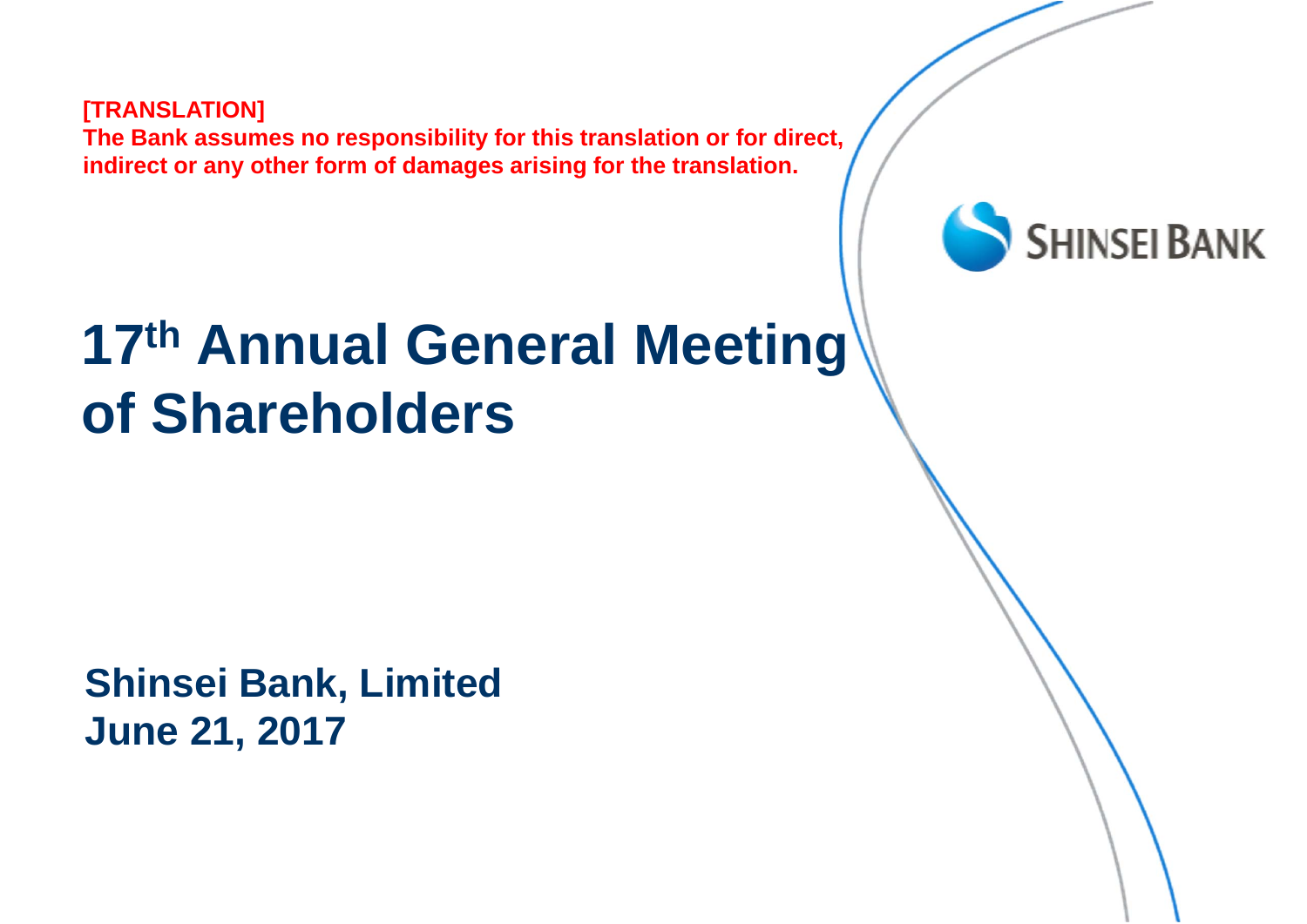**[TRANSLATION]**
**The Bank assumes no responsibility for this translation or for direct, indirect or any other form of damages arising for the translation.**

SHINSEI BANK

# 17th Annual General Meeting of Shareholders

**Shinsei Bank, Limited**
**June 21, 2017**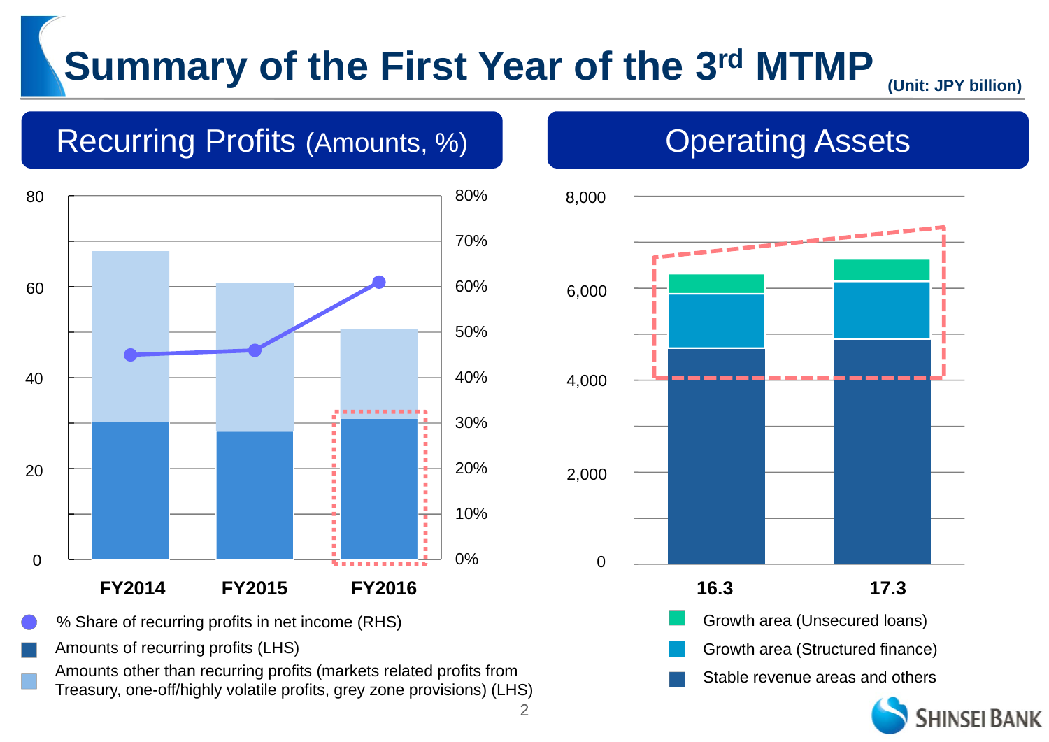# Summary of the First Year of the 3rd MTMP

(Unit: JPY billion)

## Recurring Profits (Amounts, %)

- % Share of recurring profits in net income (RHS)
- Amounts of recurring profits (LHS)
- Amounts other than recurring profits (markets related profits from Treasury, one-off/highly volatile profits, grey zone provisions) (LHS)

FY2014 | FY2015 | FY2016

## Operating Assets

- Growth area (Unsecured loans)
- Growth area (Structured finance)
- Stable revenue areas and others

16.3 | 17.3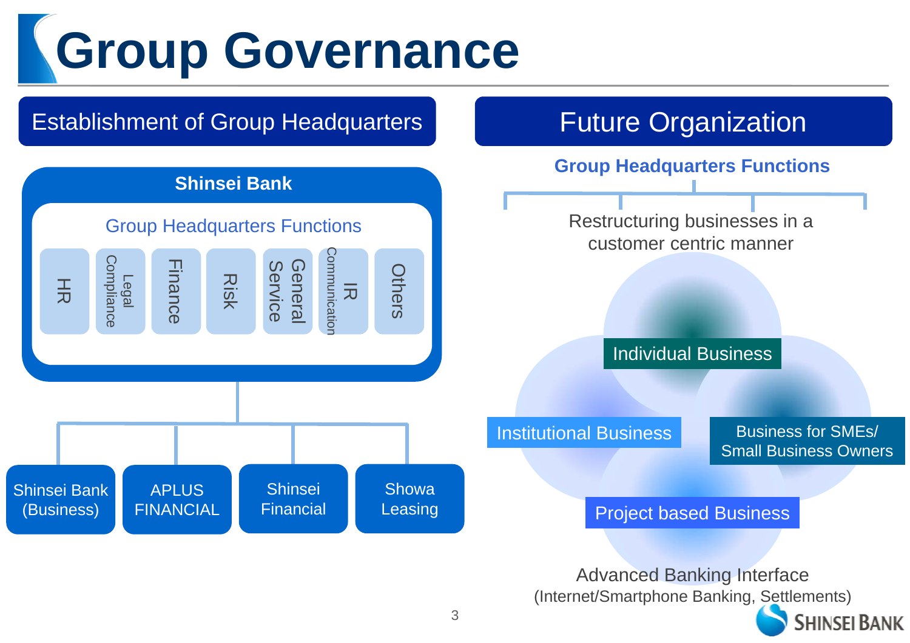# Group Governance

## Establishment of Group Headquarters

**Shinsei Bank**

Group Headquarters Functions

- HR
- Legal Compliance
- Finance
- Risk
- General Service
- IR Communication
- Others

- Shinsei Bank (Business)
- APLUS FINANCIAL
- Shinsei Financial
- Showa Leasing

## Future Organization

**Group Headquarters Functions**

Restructuring businesses in a customer centric manner

- Individual Business
- Institutional Business
- Business for SMEs/ Small Business Owners
- Project based Business

Advanced Banking Interface
(Internet/Smartphone Banking, Settlements)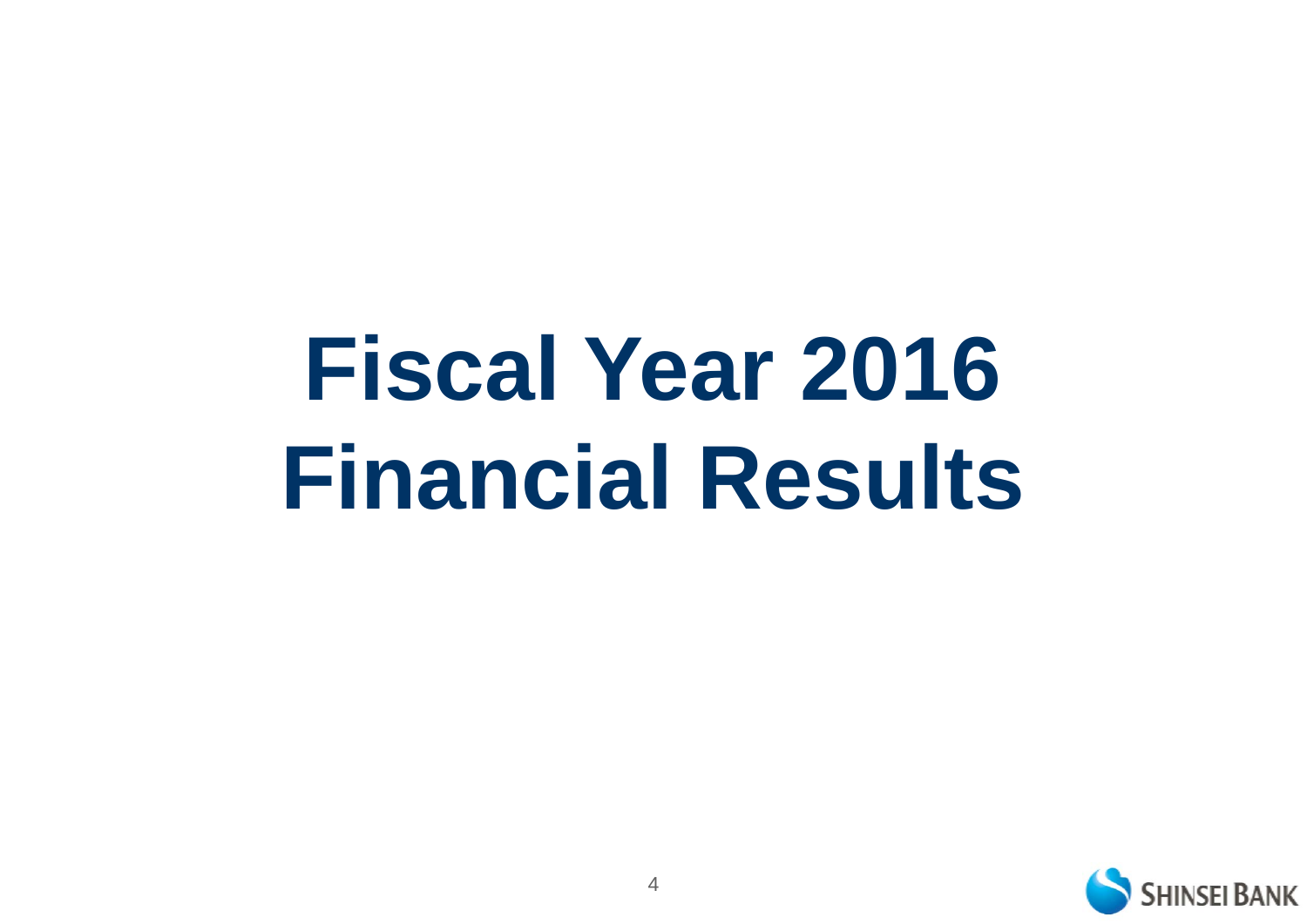# Fiscal Year 2016 Financial Results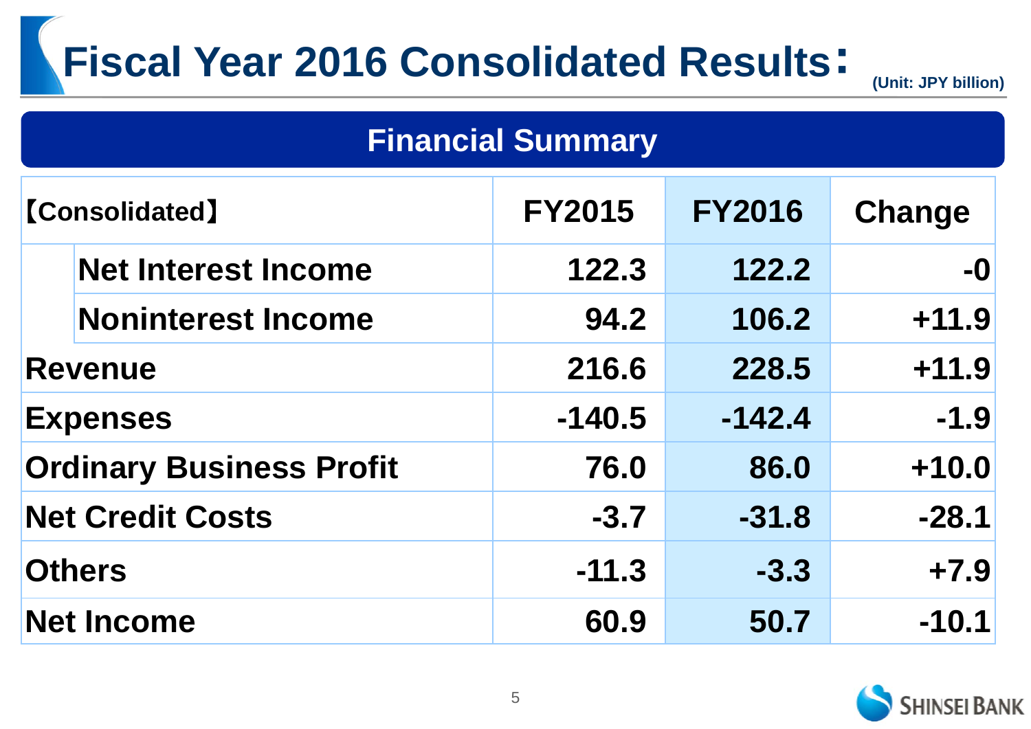# Fiscal Year 2016 Consolidated Results：

(Unit: JPY billion)

## Financial Summary

| 【Consolidated】 | FY2015 | FY2016 | Change |
|---|---|---|---|
| Net Interest Income | 122.3 | 122.2 | -0 |
| Noninterest Income | 94.2 | 106.2 | +11.9 |
| Revenue | 216.6 | 228.5 | +11.9 |
| Expenses | -140.5 | -142.4 | -1.9 |
| Ordinary Business Profit | 76.0 | 86.0 | +10.0 |
| Net Credit Costs | -3.7 | -31.8 | -28.1 |
| Others | -11.3 | -3.3 | +7.9 |
| Net Income | 60.9 | 50.7 | -10.1 |

SHINSEI BANK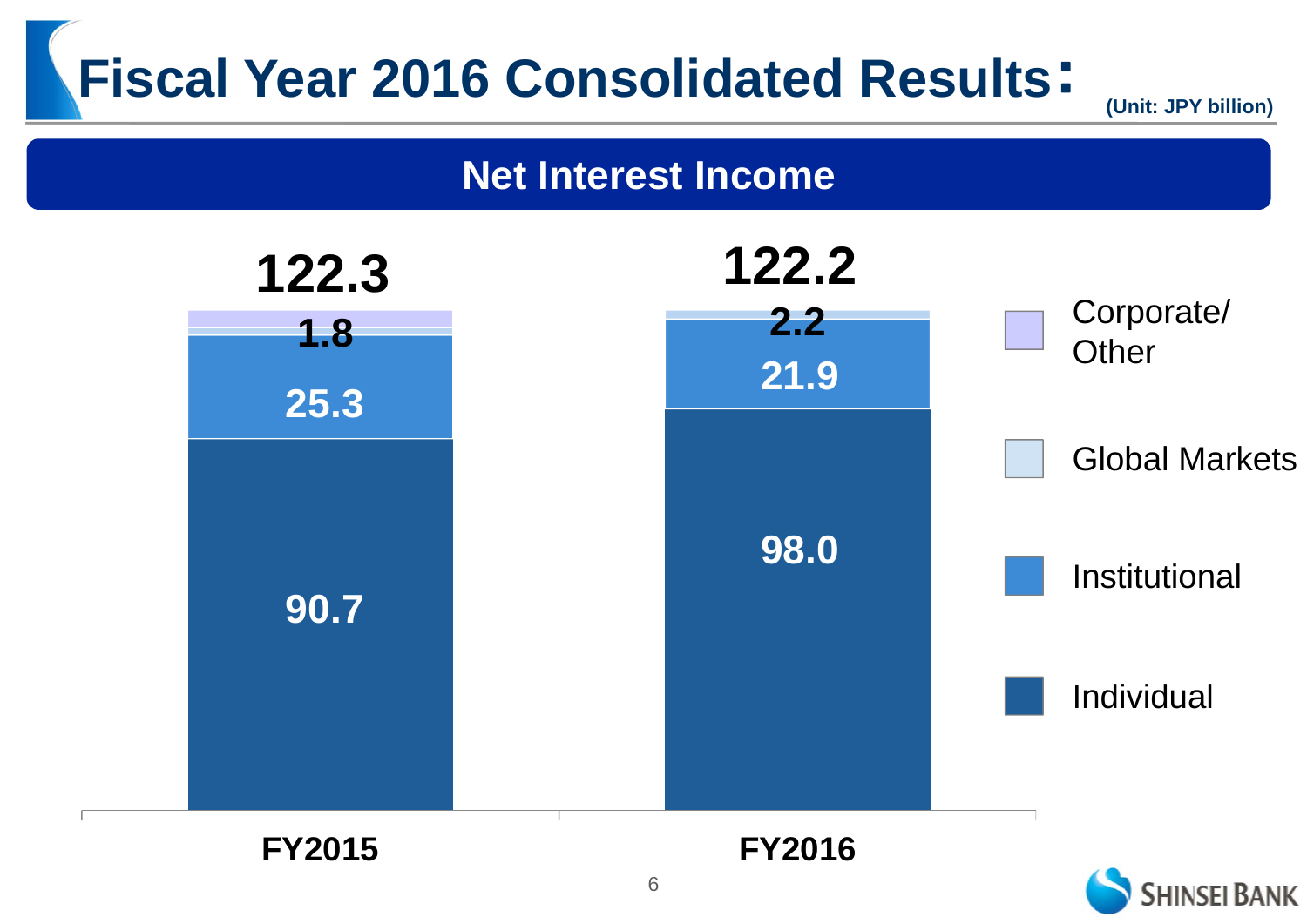# Fiscal Year 2016 Consolidated Results：

(Unit: JPY billion)

## Net Interest Income

| | FY2015 | FY2016 |
|---|---|---|
| Individual | 90.7 | 98.0 |
| Institutional | 25.3 | 21.9 |
| Global Markets | 1.8 | 2.2 |
| Corporate/ Other | | |
| Total | 122.3 | 122.2 |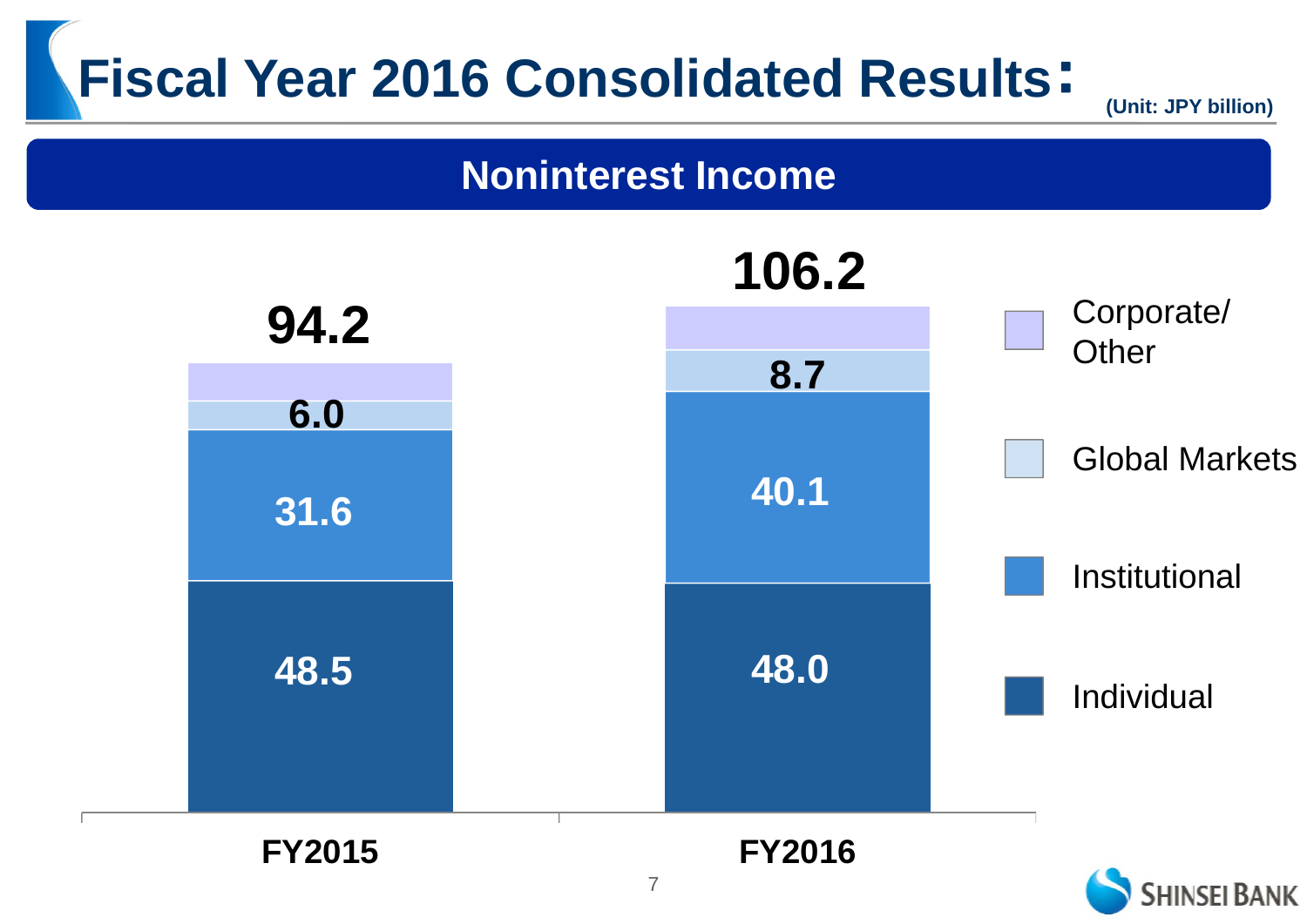# Fiscal Year 2016 Consolidated Results:

(Unit: JPY billion)

## Noninterest Income

| | FY2015 | FY2016 |
|---|---|---|
| Corporate/ Other | | |
| Global Markets | 6.0 | 8.7 |
| Institutional | 31.6 | 40.1 |
| Individual | 48.5 | 48.0 |
| Total | 94.2 | 106.2 |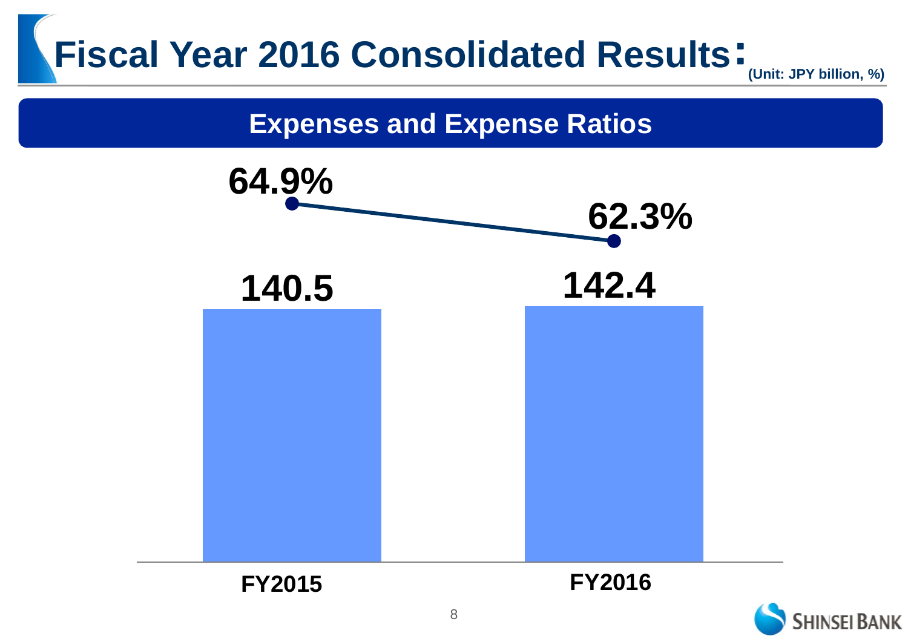# Fiscal Year 2016 Consolidated Results:

(Unit: JPY billion, %)

## Expenses and Expense Ratios

| | FY2015 | FY2016 |
|---|---|---|
| Expenses | 140.5 | 142.4 |
| Expense Ratio | 64.9% | 62.3% |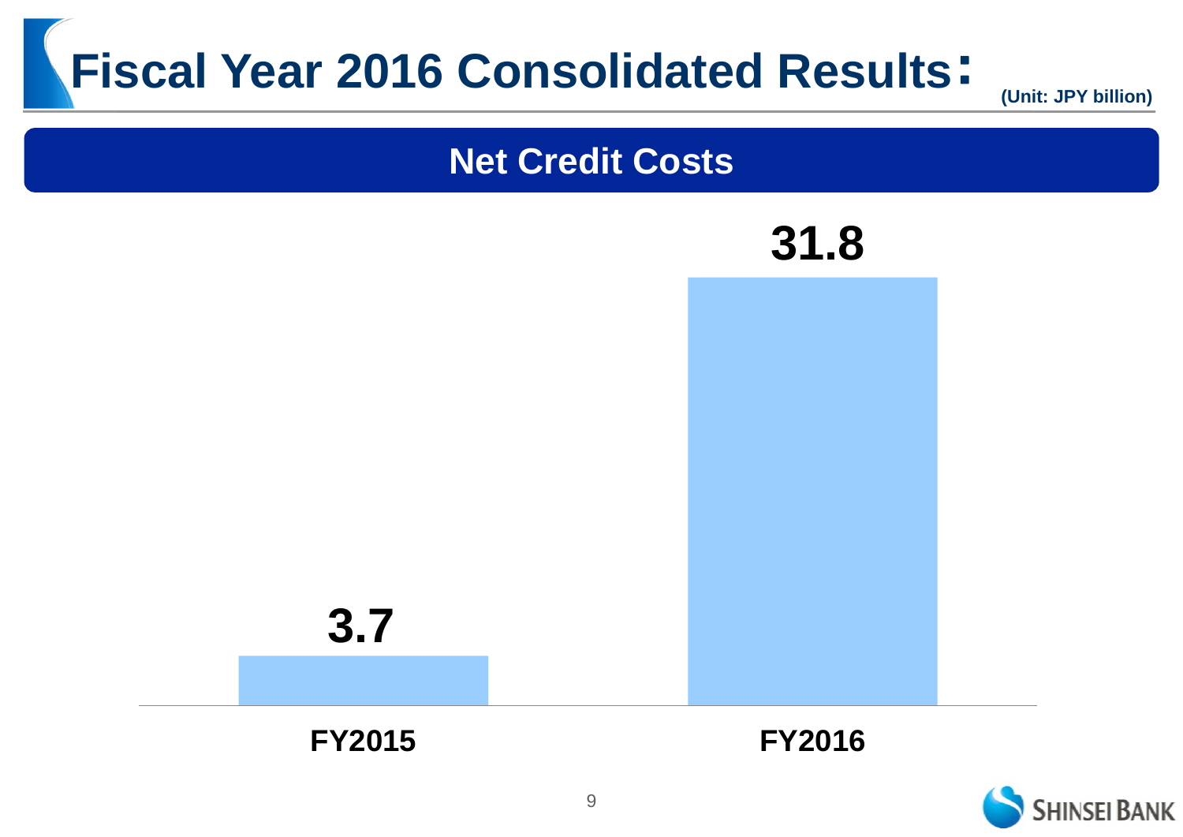# Fiscal Year 2016 Consolidated Results：

(Unit: JPY billion)

## Net Credit Costs

| | FY2015 | FY2016 |
|---|---|---|
| Net Credit Costs | 3.7 | 31.8 |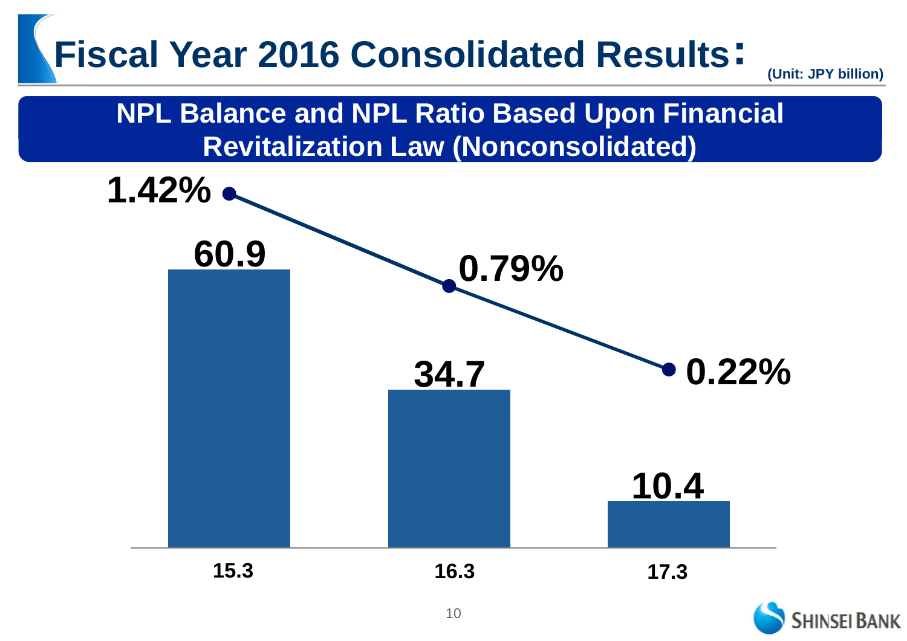# Fiscal Year 2016 Consolidated Results：

(Unit: JPY billion)

## NPL Balance and NPL Ratio Based Upon Financial Revitalization Law (Nonconsolidated)

| | 15.3 | 16.3 | 17.3 |
|---|---|---|---|
| NPL Balance | 60.9 | 34.7 | 10.4 |
| NPL Ratio | 1.42% | 0.79% | 0.22% |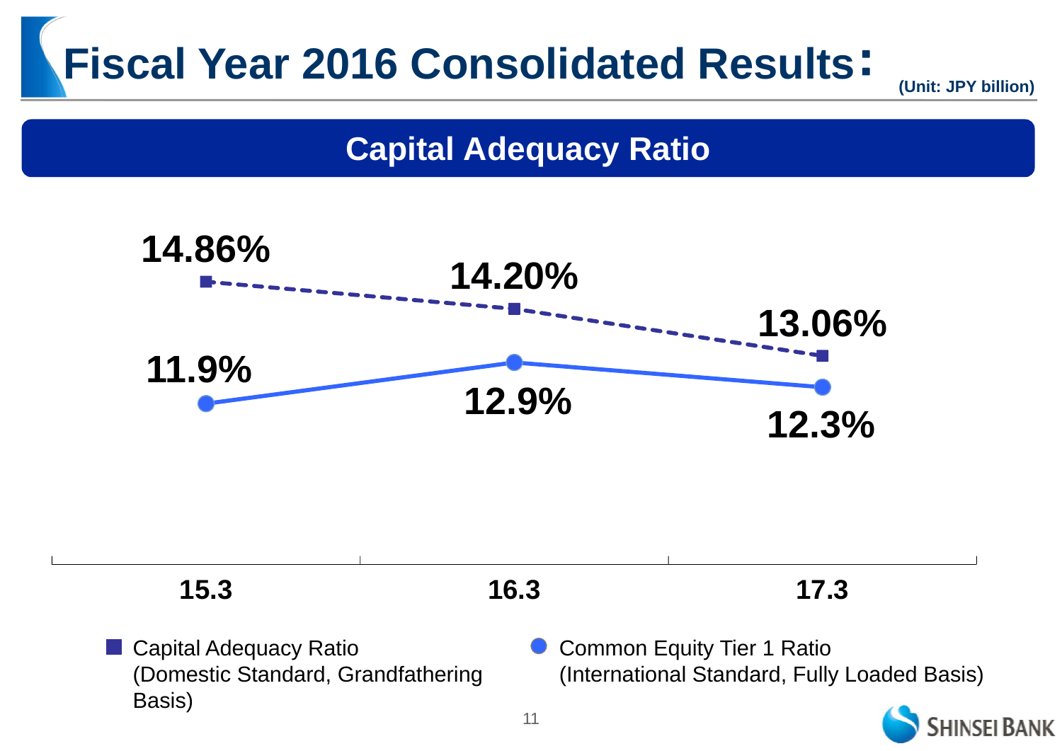# Fiscal Year 2016 Consolidated Results：

(Unit: JPY billion)

## Capital Adequacy Ratio

| | 15.3 | 16.3 | 17.3 |
|---|---|---|---|
| Capital Adequacy Ratio (Domestic Standard, Grandfathering Basis) | 14.86% | 14.20% | 13.06% |
| Common Equity Tier 1 Ratio (International Standard, Fully Loaded Basis) | 11.9% | 12.9% | 12.3% |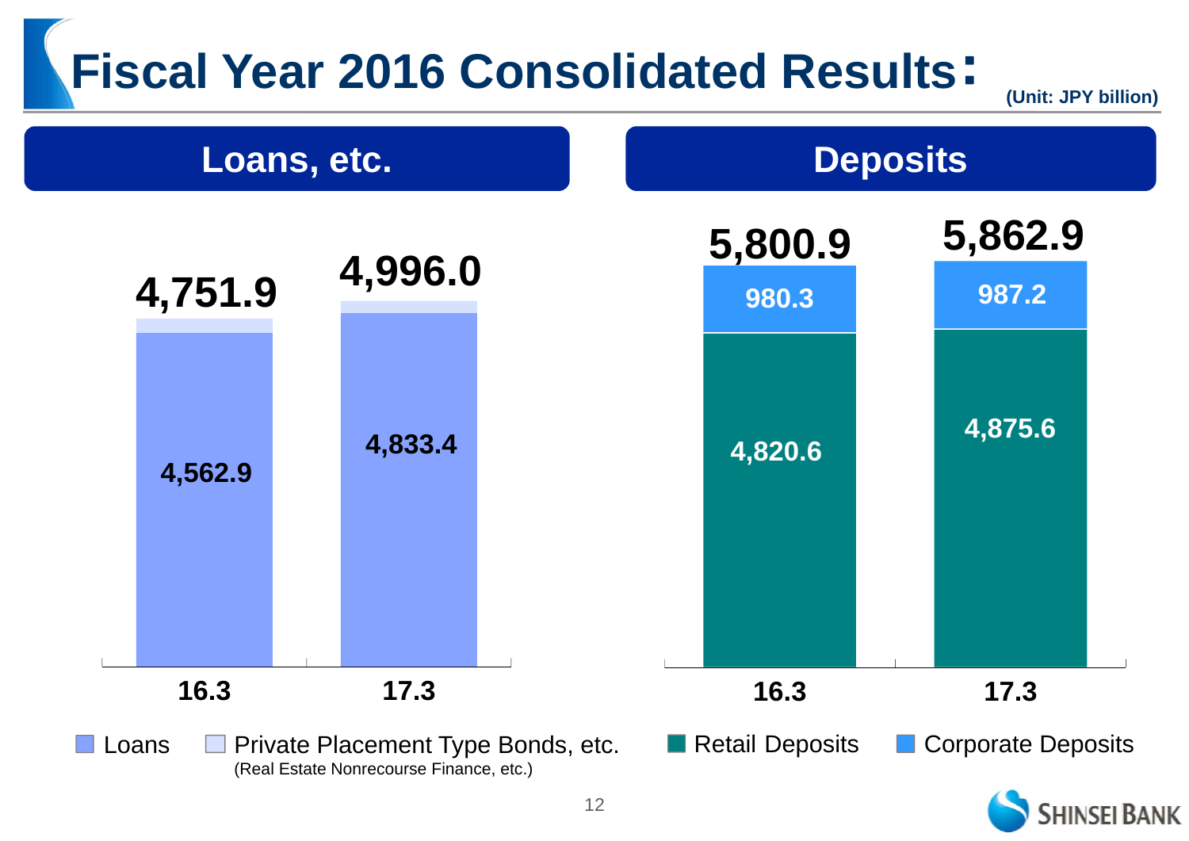# Fiscal Year 2016 Consolidated Results：

(Unit: JPY billion)

## Loans, etc.

| | 16.3 | 17.3 |
|---|---|---|
| Loans | 4,562.9 | 4,833.4 |
| Total (incl. Private Placement Type Bonds, etc.) | 4,751.9 | 4,996.0 |

Loans / Private Placement Type Bonds, etc. (Real Estate Nonrecourse Finance, etc.)

## Deposits

| | 16.3 | 17.3 |
|---|---|---|
| Retail Deposits | 4,820.6 | 4,875.6 |
| Corporate Deposits | 980.3 | 987.2 |
| Total | 5,800.9 | 5,862.9 |

Retail Deposits / Corporate Deposits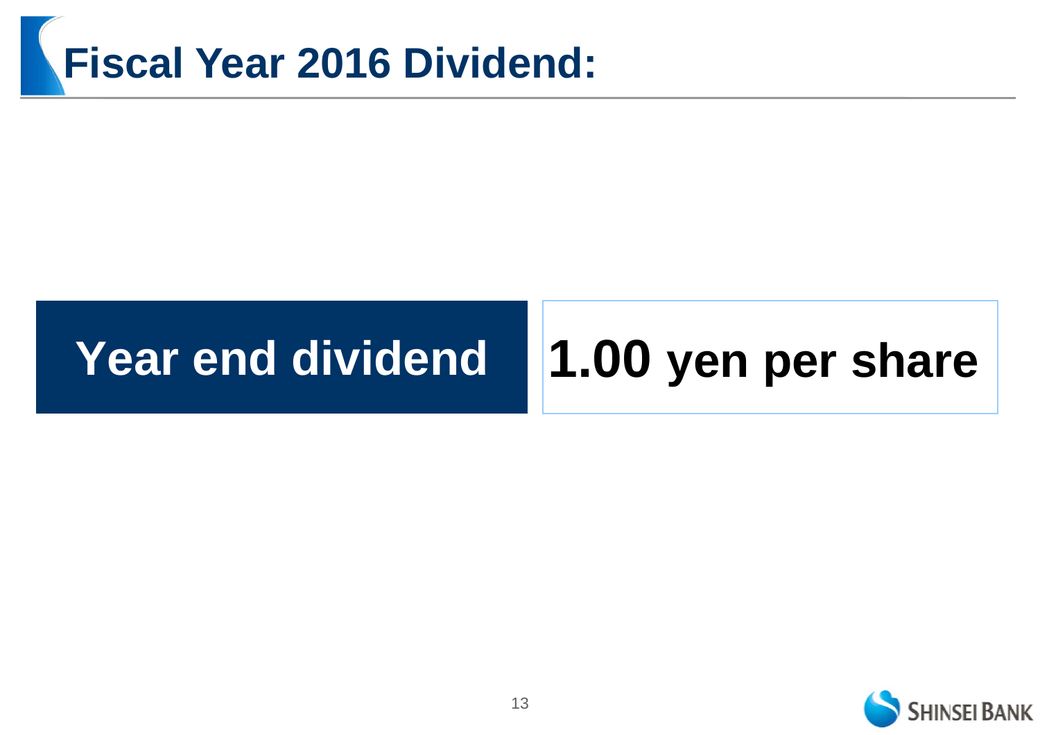# Fiscal Year 2016 Dividend:

| Year end dividend | 1.00 yen per share |
| --- | --- |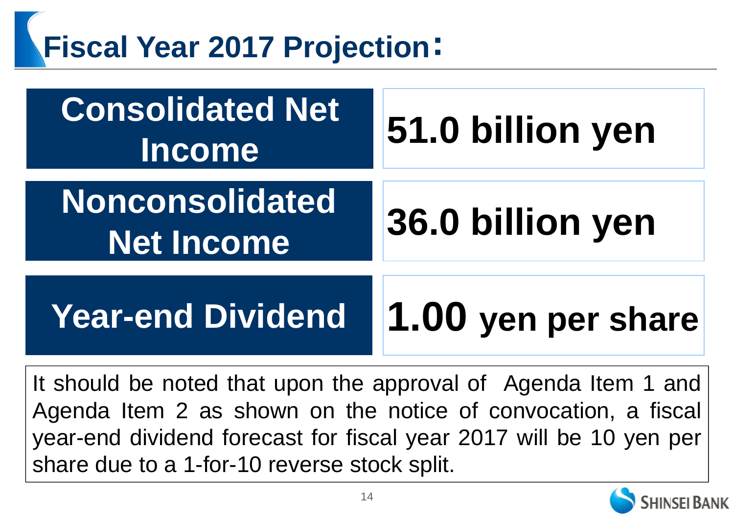# Fiscal Year 2017 Projection:

| | |
|---|---|
| Consolidated Net Income | 51.0 billion yen |
| Nonconsolidated Net Income | 36.0 billion yen |
| Year-end Dividend | 1.00 yen per share |

It should be noted that upon the approval of Agenda Item 1 and Agenda Item 2 as shown on the notice of convocation, a fiscal year-end dividend forecast for fiscal year 2017 will be 10 yen per share due to a 1-for-10 reverse stock split.